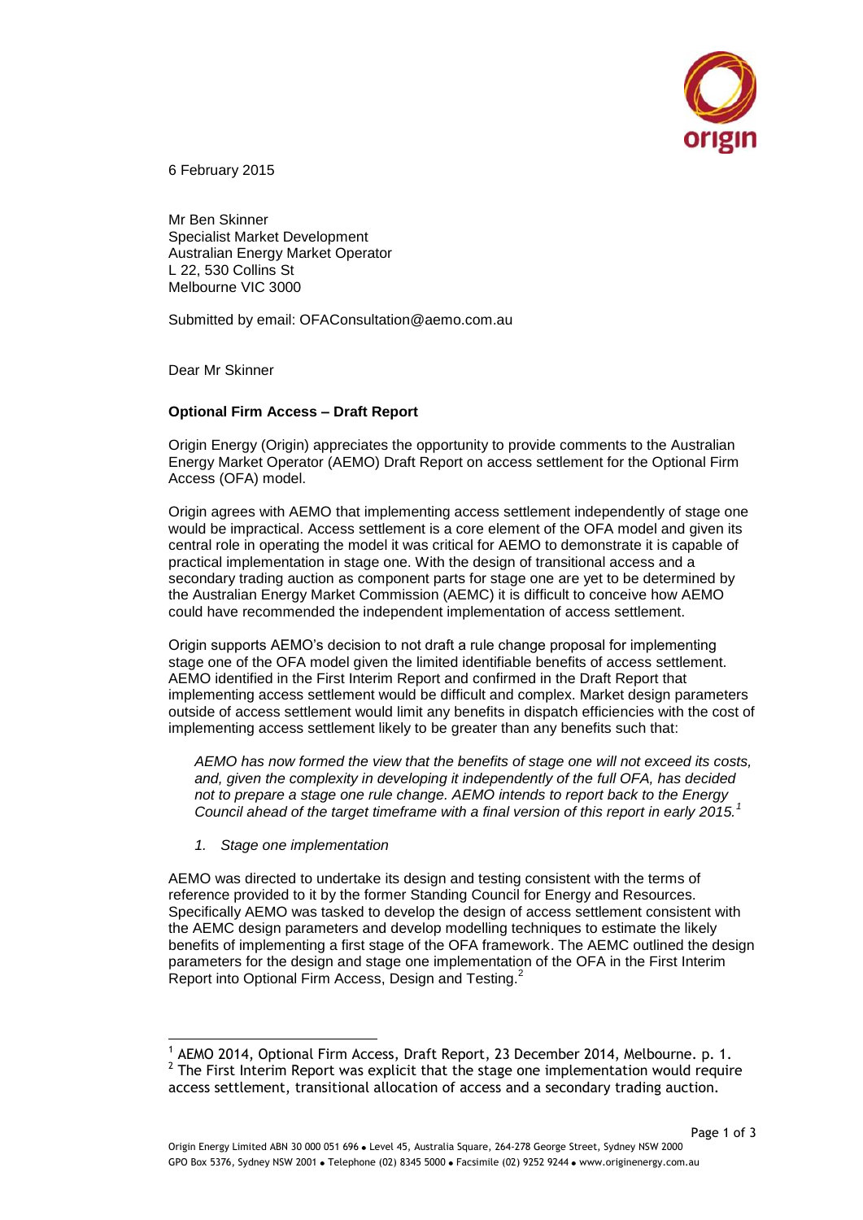6 February 2015

Mr Ben Skinner
Specialist Market Development
Australian Energy Market Operator
L 22, 530 Collins St
Melbourne VIC 3000

Submitted by email: OFAConsultation@aemo.com.au

Dear Mr Skinner

**Optional Firm Access – Draft Report**

Origin Energy (Origin) appreciates the opportunity to provide comments to the Australian Energy Market Operator (AEMO) Draft Report on access settlement for the Optional Firm Access (OFA) model.

Origin agrees with AEMO that implementing access settlement independently of stage one would be impractical. Access settlement is a core element of the OFA model and given its central role in operating the model it was critical for AEMO to demonstrate it is capable of practical implementation in stage one. With the design of transitional access and a secondary trading auction as component parts for stage one are yet to be determined by the Australian Energy Market Commission (AEMC) it is difficult to conceive how AEMO could have recommended the independent implementation of access settlement.

Origin supports AEMO's decision to not draft a rule change proposal for implementing stage one of the OFA model given the limited identifiable benefits of access settlement. AEMO identified in the First Interim Report and confirmed in the Draft Report that implementing access settlement would be difficult and complex. Market design parameters outside of access settlement would limit any benefits in dispatch efficiencies with the cost of implementing access settlement likely to be greater than any benefits such that:

> *AEMO has now formed the view that the benefits of stage one will not exceed its costs, and, given the complexity in developing it independently of the full OFA, has decided not to prepare a stage one rule change. AEMO intends to report back to the Energy Council ahead of the target timeframe with a final version of this report in early 2015.*[1]

*1. Stage one implementation*

AEMO was directed to undertake its design and testing consistent with the terms of reference provided to it by the former Standing Council for Energy and Resources. Specifically AEMO was tasked to develop the design of access settlement consistent with the AEMC design parameters and develop modelling techniques to estimate the likely benefits of implementing a first stage of the OFA framework. The AEMC outlined the design parameters for the design and stage one implementation of the OFA in the First Interim Report into Optional Firm Access, Design and Testing.[2]

---

[1] AEMO 2014, Optional Firm Access, Draft Report, 23 December 2014, Melbourne. p. 1.

[2] The First Interim Report was explicit that the stage one implementation would require access settlement, transitional allocation of access and a secondary trading auction.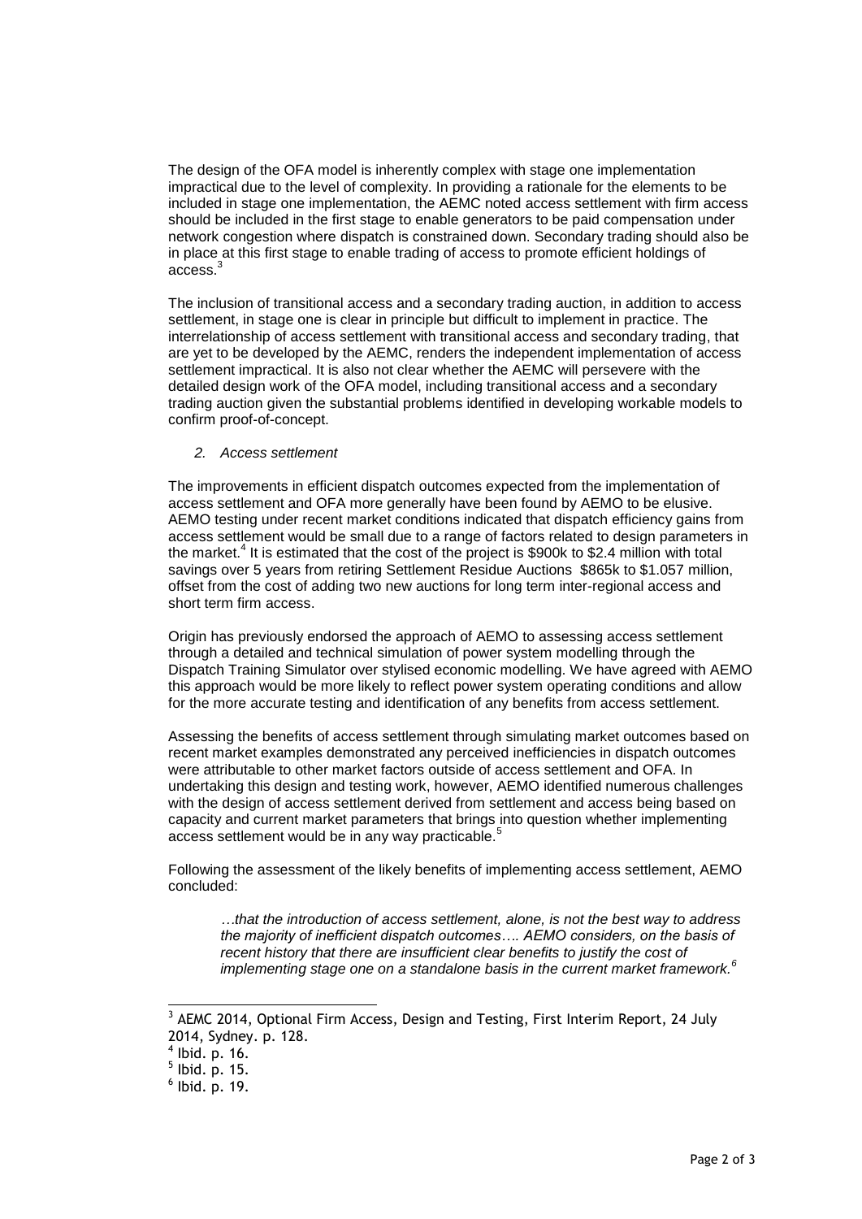The design of the OFA model is inherently complex with stage one implementation impractical due to the level of complexity. In providing a rationale for the elements to be included in stage one implementation, the AEMC noted access settlement with firm access should be included in the first stage to enable generators to be paid compensation under network congestion where dispatch is constrained down. Secondary trading should also be in place at this first stage to enable trading of access to promote efficient holdings of access.[3]

The inclusion of transitional access and a secondary trading auction, in addition to access settlement, in stage one is clear in principle but difficult to implement in practice. The interrelationship of access settlement with transitional access and secondary trading, that are yet to be developed by the AEMC, renders the independent implementation of access settlement impractical. It is also not clear whether the AEMC will persevere with the detailed design work of the OFA model, including transitional access and a secondary trading auction given the substantial problems identified in developing workable models to confirm proof-of-concept.

*2. Access settlement*

The improvements in efficient dispatch outcomes expected from the implementation of access settlement and OFA more generally have been found by AEMO to be elusive. AEMO testing under recent market conditions indicated that dispatch efficiency gains from access settlement would be small due to a range of factors related to design parameters in the market.[4] It is estimated that the cost of the project is $900k to $2.4 million with total savings over 5 years from retiring Settlement Residue Auctions  $865k to $1.057 million, offset from the cost of adding two new auctions for long term inter-regional access and short term firm access.

Origin has previously endorsed the approach of AEMO to assessing access settlement through a detailed and technical simulation of power system modelling through the Dispatch Training Simulator over stylised economic modelling. We have agreed with AEMO this approach would be more likely to reflect power system operating conditions and allow for the more accurate testing and identification of any benefits from access settlement.

Assessing the benefits of access settlement through simulating market outcomes based on recent market examples demonstrated any perceived inefficiencies in dispatch outcomes were attributable to other market factors outside of access settlement and OFA. In undertaking this design and testing work, however, AEMO identified numerous challenges with the design of access settlement derived from settlement and access being based on capacity and current market parameters that brings into question whether implementing access settlement would be in any way practicable.[5]

Following the assessment of the likely benefits of implementing access settlement, AEMO concluded:

> *…that the introduction of access settlement, alone, is not the best way to address the majority of inefficient dispatch outcomes…. AEMO considers, on the basis of recent history that there are insufficient clear benefits to justify the cost of implementing stage one on a standalone basis in the current market framework.*[6]

---

[3] AEMC 2014, Optional Firm Access, Design and Testing, First Interim Report, 24 July 2014, Sydney. p. 128.

[4] Ibid. p. 16.

[5] Ibid. p. 15.

[6] Ibid. p. 19.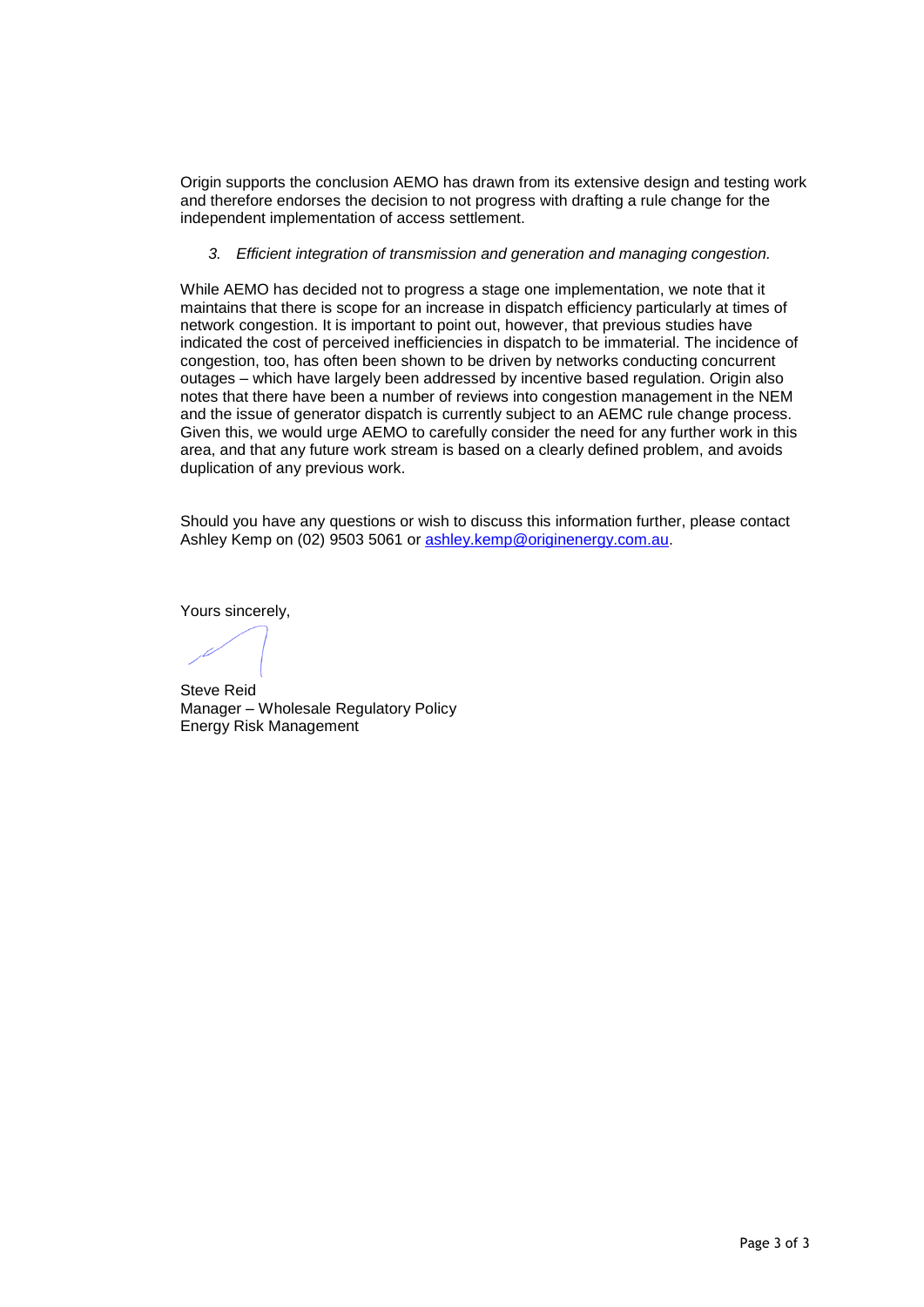Origin supports the conclusion AEMO has drawn from its extensive design and testing work and therefore endorses the decision to not progress with drafting a rule change for the independent implementation of access settlement.

3. *Efficient integration of transmission and generation and managing congestion.*

While AEMO has decided not to progress a stage one implementation, we note that it maintains that there is scope for an increase in dispatch efficiency particularly at times of network congestion. It is important to point out, however, that previous studies have indicated the cost of perceived inefficiencies in dispatch to be immaterial. The incidence of congestion, too, has often been shown to be driven by networks conducting concurrent outages – which have largely been addressed by incentive based regulation. Origin also notes that there have been a number of reviews into congestion management in the NEM and the issue of generator dispatch is currently subject to an AEMC rule change process. Given this, we would urge AEMO to carefully consider the need for any further work in this area, and that any future work stream is based on a clearly defined problem, and avoids duplication of any previous work.

Should you have any questions or wish to discuss this information further, please contact Ashley Kemp on (02) 9503 5061 or [ashley.kemp@originenergy.com.au](mailto:ashley.kemp@originenergy.com.au).

Yours sincerely,

Steve Reid
Manager – Wholesale Regulatory Policy
Energy Risk Management